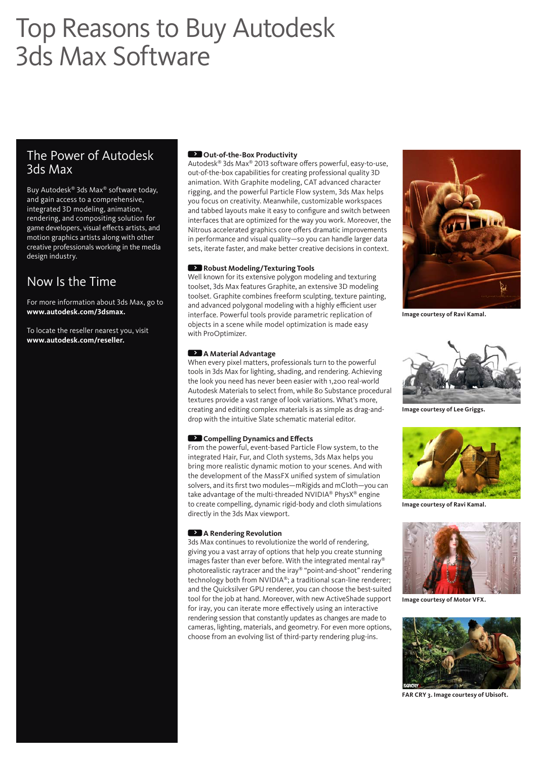# Top Reasons to Buy Autodesk 3ds Max Software

## The Power of Autodesk 3ds Max

Buy Autodesk® 3ds Max® software today, and gain access to a comprehensive, integrated 3D modeling, animation, rendering, and compositing solution for game developers, visual effects artists, and motion graphics artists along with other creative professionals working in the media design industry.

## Now Is the Time

For more information about 3ds Max, go to **www.autodesk.com/3dsmax.**

To locate the reseller nearest you, visit **www.autodesk.com/reseller.**

### Out-of-the-Box Productivity

Autodesk® 3ds Max® 2013 software offers powerful, easy-to-use, out-of-the-box capabilities for creating professional quality 3D animation. With Graphite modeling, CAT advanced character rigging, and the powerful Particle Flow system, 3ds Max helps you focus on creativity. Meanwhile, customizable workspaces and tabbed layouts make it easy to configure and switch between interfaces that are optimized for the way you work. Moreover, the Nitrous accelerated graphics core offers dramatic improvements in performance and visual quality—so you can handle larger data sets, iterate faster, and make better creative decisions in context.

### Robust Modeling/Texturing Tools

Well known for its extensive polygon modeling and texturing toolset, 3ds Max features Graphite, an extensive 3D modeling toolset. Graphite combines freeform sculpting, texture painting, and advanced polygonal modeling with a highly efficient user interface. Powerful tools provide parametric replication of objects in a scene while model optimization is made easy with ProOptimizer.

### A Material Advantage

When every pixel matters, professionals turn to the powerful tools in 3ds Max for lighting, shading, and rendering. Achieving the look you need has never been easier with 1,200 real-world Autodesk Materials to select from, while 80 Substance procedural textures provide a vast range of look variations. What's more, creating and editing complex materials is as simple as drag-and-drop with the intuitive Slate schematic material editor.

### Compelling Dynamics and Effects

From the powerful, event-based Particle Flow system, to the integrated Hair, Fur, and Cloth systems, 3ds Max helps you bring more realistic dynamic motion to your scenes. And with the development of the MassFX unified system of simulation solvers, and its first two modules—mRigids and mCloth—you can take advantage of the multi-threaded NVIDIA® PhysX® engine to create compelling, dynamic rigid-body and cloth simulations directly in the 3ds Max viewport.

### A Rendering Revolution

3ds Max continues to revolutionize the world of rendering, giving you a vast array of options that help you create stunning images faster than ever before. With the integrated mental ray® photorealistic raytracer and the iray® "point-and-shoot" rendering technology both from NVIDIA®; a traditional scan-line renderer; and the Quicksilver GPU renderer, you can choose the best-suited tool for the job at hand. Moreover, with new ActiveShade support for iray, you can iterate more effectively using an interactive rendering session that constantly updates as changes are made to cameras, lighting, materials, and geometry. For even more options, choose from an evolving list of third-party rendering plug-ins.

**Image courtesy of Ravi Kamal.**

**Image courtesy of Lee Griggs.**

**Image courtesy of Ravi Kamal.**

**Image courtesy of Motor VFX.**

**FAR CRY 3. Image courtesy of Ubisoft.**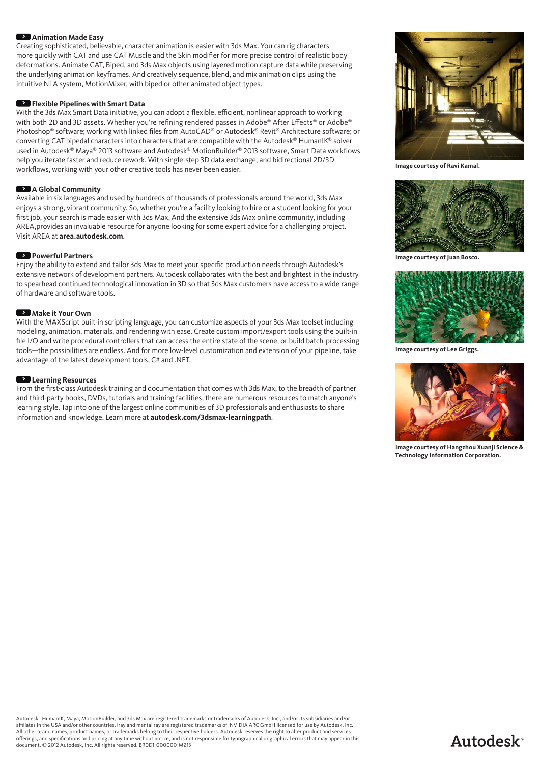### Animation Made Easy

Creating sophisticated, believable, character animation is easier with 3ds Max. You can rig characters more quickly with CAT and use CAT Muscle and the Skin modifier for more precise control of realistic body deformations. Animate CAT, Biped, and 3ds Max objects using layered motion capture data while preserving the underlying animation keyframes. And creatively sequence, blend, and mix animation clips using the intuitive NLA system, MotionMixer, with biped or other animated object types.

### Flexible Pipelines with Smart Data

With the 3ds Max Smart Data initiative, you can adopt a flexible, efficient, nonlinear approach to working with both 2D and 3D assets. Whether you're refining rendered passes in Adobe® After Effects® or Adobe® Photoshop® software; working with linked files from AutoCAD® or Autodesk® Revit® Architecture software; or converting CAT bipedal characters into characters that are compatible with the Autodesk® HumanIK® solver used in Autodesk® Maya® 2013 software and Autodesk® MotionBuilder® 2013 software, Smart Data workflows help you iterate faster and reduce rework. With single-step 3D data exchange, and bidirectional 2D/3D workflows, working with your other creative tools has never been easier.

### A Global Community

Available in six languages and used by hundreds of thousands of professionals around the world, 3ds Max enjoys a strong, vibrant community. So, whether you're a facility looking to hire or a student looking for your first job, your search is made easier with 3ds Max. And the extensive 3ds Max online community, including AREA,provides an invaluable resource for anyone looking for some expert advice for a challenging project. Visit AREA at **area.autodesk.com**.

### Powerful Partners

Enjoy the ability to extend and tailor 3ds Max to meet your specific production needs through Autodesk's extensive network of development partners. Autodesk collaborates with the best and brightest in the industry to spearhead continued technological innovation in 3D so that 3ds Max customers have access to a wide range of hardware and software tools.

### Make it Your Own

With the MAXScript built-in scripting language, you can customize aspects of your 3ds Max toolset including modeling, animation, materials, and rendering with ease. Create custom import/export tools using the built-in file I/O and write procedural controllers that can access the entire state of the scene, or build batch-processing tools—the possibilities are endless. And for more low-level customization and extension of your pipeline, take advantage of the latest development tools, C# and .NET.

### Learning Resources

From the first-class Autodesk training and documentation that comes with 3ds Max, to the breadth of partner and third-party books, DVDs, tutorials and training facilities, there are numerous resources to match anyone's learning style. Tap into one of the largest online communities of 3D professionals and enthusiasts to share information and knowledge. Learn more at **autodesk.com/3dsmax-learningpath**.

**Image courtesy of Ravi Kamal.**

**Image courtesy of Juan Bosco.**

**Image courtesy of Lee Griggs.**

**Image courtesy of Hangzhou Xuanji Science & Technology Information Corporation.**

Autodesk, HumanIK, Maya, MotionBuilder, and 3ds Max are registered trademarks or trademarks of Autodesk, Inc., and/or its subsidiaries and/or affiliates in the USA and/or other countries. iray and mental ray are registered trademarks of NVIDIA ARC GmbH licensed for use by Autodesk, Inc. All other brand names, product names, or trademarks belong to their respective holders. Autodesk reserves the right to alter product and services offerings, and specifications and pricing at any time without notice, and is not responsible for typographical or graphical errors that may appear in this document. © 2012 Autodesk, Inc. All rights reserved. BR0D1-000000-MZ13

Autodesk®